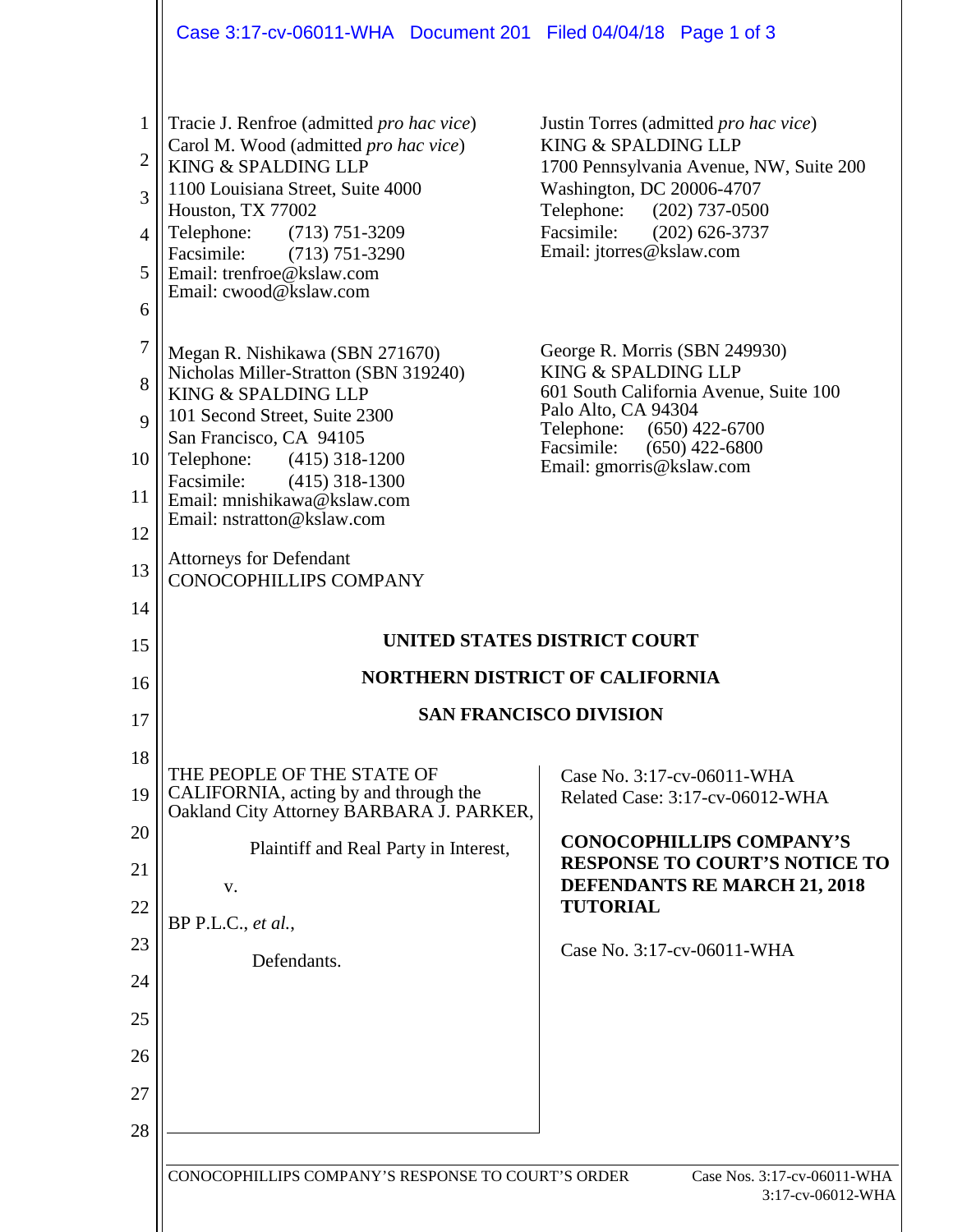Tracie J. Renfroe (admitted *pro hac vice*)
Carol M. Wood (admitted *pro hac vice*)
KING & SPALDING LLP
1100 Louisiana Street, Suite 4000
Houston, TX 77002
Telephone: (713) 751-3209
Facsimile: (713) 751-3290
Email: trenfroe@kslaw.com
Email: cwood@kslaw.com

Justin Torres (admitted *pro hac vice*)
KING & SPALDING LLP
1700 Pennsylvania Avenue, NW, Suite 200
Washington, DC 20006-4707
Telephone: (202) 737-0500
Facsimile: (202) 626-3737
Email: jtorres@kslaw.com

Megan R. Nishikawa (SBN 271670)
Nicholas Miller-Stratton (SBN 319240)
KING & SPALDING LLP
101 Second Street, Suite 2300
San Francisco, CA 94105
Telephone: (415) 318-1200
Facsimile: (415) 318-1300
Email: mnishikawa@kslaw.com
Email: nstratton@kslaw.com

George R. Morris (SBN 249930)
KING & SPALDING LLP
601 South California Avenue, Suite 100
Palo Alto, CA 94304
Telephone: (650) 422-6700
Facsimile: (650) 422-6800
Email: gmorris@kslaw.com

Attorneys for Defendant
CONOCOPHILLIPS COMPANY

**UNITED STATES DISTRICT COURT**

**NORTHERN DISTRICT OF CALIFORNIA**

**SAN FRANCISCO DIVISION**

THE PEOPLE OF THE STATE OF CALIFORNIA, acting by and through the Oakland City Attorney BARBARA J. PARKER,

Plaintiff and Real Party in Interest,

v.

BP P.L.C., *et al.*,

Defendants.

Case No. 3:17-cv-06011-WHA
Related Case: 3:17-cv-06012-WHA

**CONOCOPHILLIPS COMPANY'S RESPONSE TO COURT'S NOTICE TO DEFENDANTS RE MARCH 21, 2018 TUTORIAL**

Case No. 3:17-cv-06011-WHA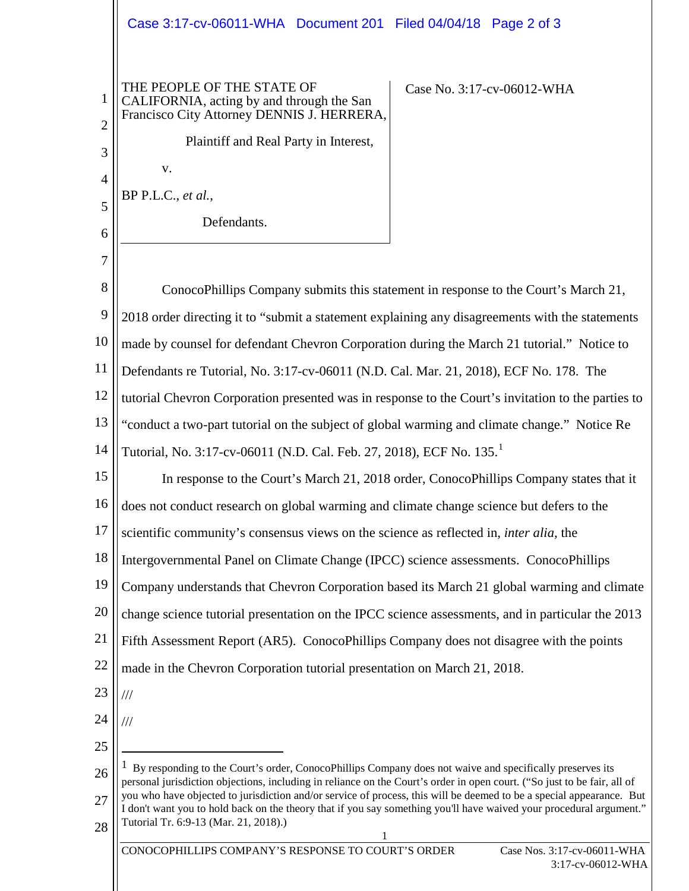THE PEOPLE OF THE STATE OF CALIFORNIA, acting by and through the San Francisco City Attorney DENNIS J. HERRERA,

Plaintiff and Real Party in Interest,

v.

BP P.L.C., *et al.*,

Defendants.

Case No. 3:17-cv-06012-WHA

ConocoPhillips Company submits this statement in response to the Court's March 21, 2018 order directing it to "submit a statement explaining any disagreements with the statements made by counsel for defendant Chevron Corporation during the March 21 tutorial." Notice to Defendants re Tutorial, No. 3:17-cv-06011 (N.D. Cal. Mar. 21, 2018), ECF No. 178. The tutorial Chevron Corporation presented was in response to the Court's invitation to the parties to "conduct a two-part tutorial on the subject of global warming and climate change." Notice Re Tutorial, No. 3:17-cv-06011 (N.D. Cal. Feb. 27, 2018), ECF No. 135.[1]

In response to the Court's March 21, 2018 order, ConocoPhillips Company states that it does not conduct research on global warming and climate change science but defers to the scientific community's consensus views on the science as reflected in, *inter alia,* the Intergovernmental Panel on Climate Change (IPCC) science assessments. ConocoPhillips Company understands that Chevron Corporation based its March 21 global warming and climate change science tutorial presentation on the IPCC science assessments, and in particular the 2013 Fifth Assessment Report (AR5). ConocoPhillips Company does not disagree with the points made in the Chevron Corporation tutorial presentation on March 21, 2018.

///

///

[1] By responding to the Court's order, ConocoPhillips Company does not waive and specifically preserves its personal jurisdiction objections, including in reliance on the Court's order in open court. ("So just to be fair, all of you who have objected to jurisdiction and/or service of process, this will be deemed to be a special appearance. But I don't want you to hold back on the theory that if you say something you'll have waived your procedural argument." Tutorial Tr. 6:9-13 (Mar. 21, 2018).)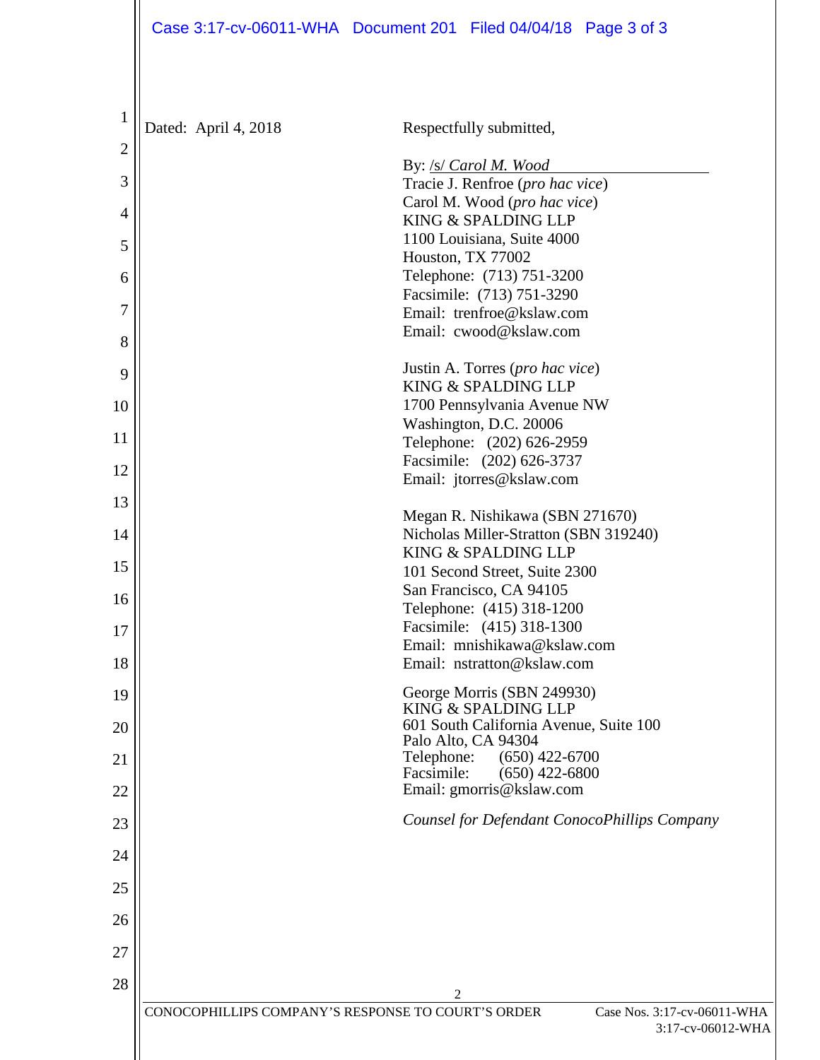Dated: April 4, 2018

Respectfully submitted,

By: /s/ *Carol M. Wood*
Tracie J. Renfroe (*pro hac vice*)
Carol M. Wood (*pro hac vice*)
KING & SPALDING LLP
1100 Louisiana, Suite 4000
Houston, TX 77002
Telephone: (713) 751-3200
Facsimile: (713) 751-3290
Email: trenfroe@kslaw.com
Email: cwood@kslaw.com

Justin A. Torres (*pro hac vice*)
KING & SPALDING LLP
1700 Pennsylvania Avenue NW
Washington, D.C. 20006
Telephone: (202) 626-2959
Facsimile: (202) 626-3737
Email: jtorres@kslaw.com

Megan R. Nishikawa (SBN 271670)
Nicholas Miller-Stratton (SBN 319240)
KING & SPALDING LLP
101 Second Street, Suite 2300
San Francisco, CA 94105
Telephone: (415) 318-1200
Facsimile: (415) 318-1300
Email: mnishikawa@kslaw.com
Email: nstratton@kslaw.com

George Morris (SBN 249930)
KING & SPALDING LLP
601 South California Avenue, Suite 100
Palo Alto, CA 94304
Telephone: (650) 422-6700
Facsimile: (650) 422-6800
Email: gmorris@kslaw.com

*Counsel for Defendant ConocoPhillips Company*